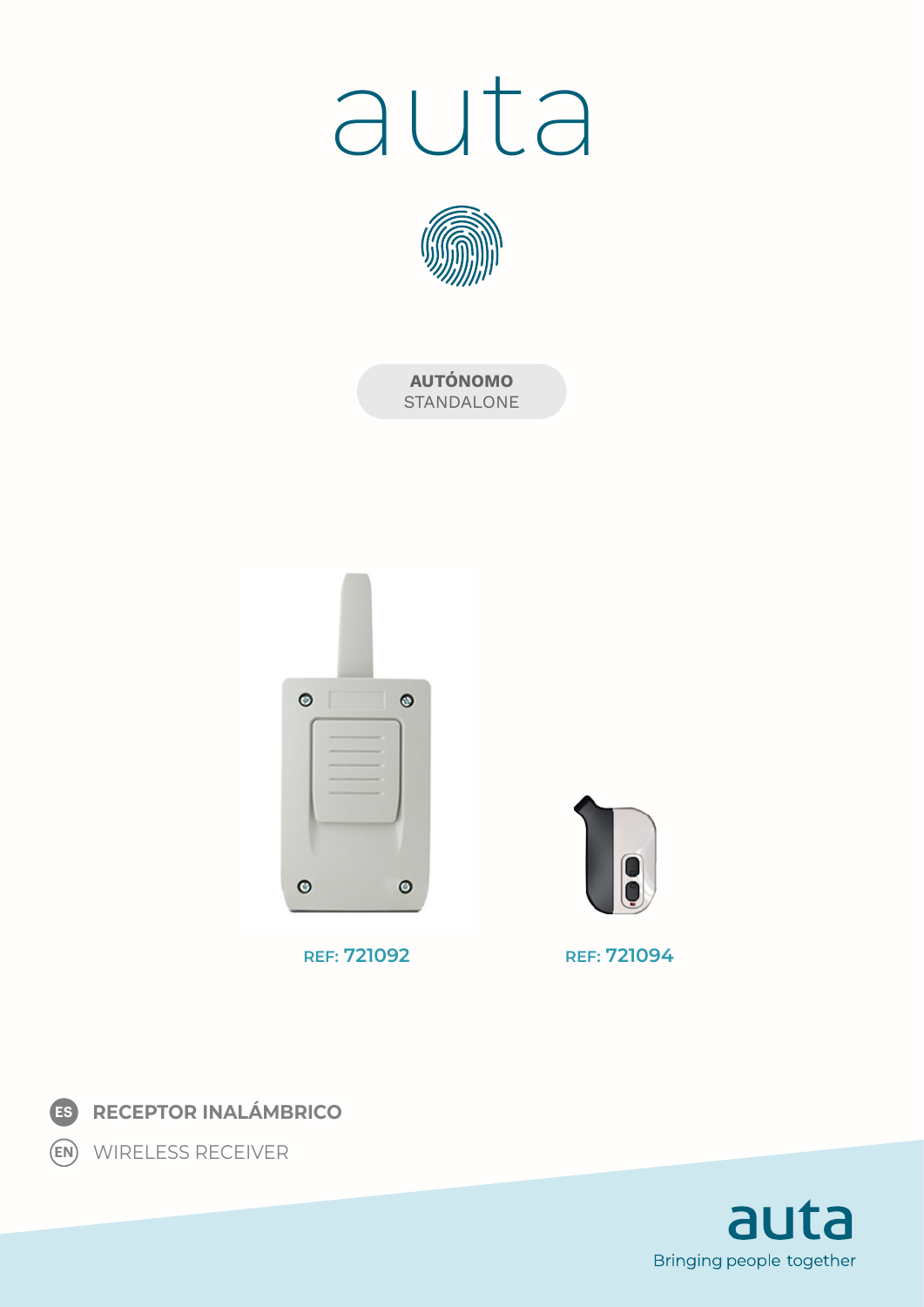# auta

**AUTÓNOMO**
STANDALONE

REF: **721092**

REF: **721094**

**ES** **RECEPTOR INALÁMBRICO**

**EN** WIRELESS RECEIVER

auta
Bringing people together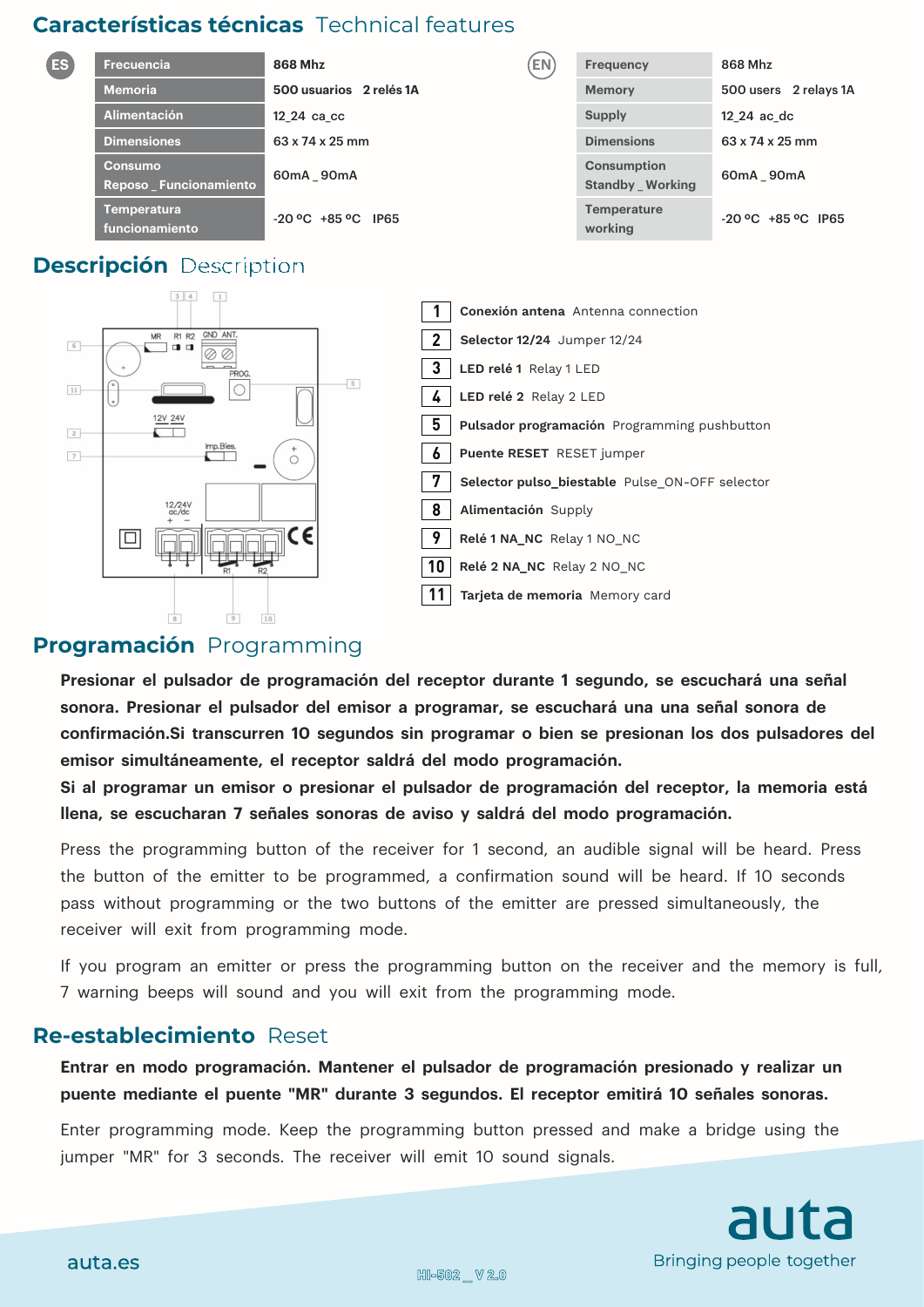## Características técnicas Technical features

**ES**

| | |
|---|---|
| Frecuencia | 868 Mhz |
| Memoria | 500 usuarios 2 relés 1A |
| Alimentación | 12_24 ca_cc |
| Dimensiones | 63 x 74 x 25 mm |
| Consumo Reposo _ Funcionamiento | 60mA _ 90mA |
| Temperatura funcionamiento | -20 ºC +85 ºC IP65 |

**EN**

| | |
|---|---|
| Frequency | 868 Mhz |
| Memory | 500 users 2 relays 1A |
| Supply | 12_24 ac_dc |
| Dimensions | 63 x 74 x 25 mm |
| Consumption Standby _ Working | 60mA _ 90mA |
| Temperature working | -20 ºC +85 ºC IP65 |

## Descripción Description

| | |
|---|---|
| 1 | **Conexión antena** Antenna connection |
| 2 | **Selector 12/24** Jumper 12/24 |
| 3 | **LED relé 1** Relay 1 LED |
| 4 | **LED relé 2** Relay 2 LED |
| 5 | **Pulsador programación** Programming pushbutton |
| 6 | **Puente RESET** RESET jumper |
| 7 | **Selector pulso_biestable** Pulse_ON-OFF selector |
| 8 | **Alimentación** Supply |
| 9 | **Relé 1 NA_NC** Relay 1 NO_NC |
| 10 | **Relé 2 NA_NC** Relay 2 NO_NC |
| 11 | **Tarjeta de memoria** Memory card |

## Programación Programming

**Presionar el pulsador de programación del receptor durante 1 segundo, se escuchará una señal sonora. Presionar el pulsador del emisor a programar, se escuchará una una señal sonora de confirmación.Si transcurren 10 segundos sin programar o bien se presionan los dos pulsadores del emisor simultáneamente, el receptor saldrá del modo programación.**

**Si al programar un emisor o presionar el pulsador de programación del receptor, la memoria está llena, se escucharan 7 señales sonoras de aviso y saldrá del modo programación.**

Press the programming button of the receiver for 1 second, an audible signal will be heard. Press the button of the emitter to be programmed, a confirmation sound will be heard. If 10 seconds pass without programming or the two buttons of the emitter are pressed simultaneously, the receiver will exit from programming mode.

If you program an emitter or press the programming button on the receiver and the memory is full, 7 warning beeps will sound and you will exit from the programming mode.

## Re-establecimiento Reset

**Entrar en modo programación. Mantener el pulsador de programación presionado y realizar un puente mediante el puente "MR" durante 3 segundos. El receptor emitirá 10 señales sonoras.**

Enter programming mode. Keep the programming button pressed and make a bridge using the jumper "MR" for 3 seconds. The receiver will emit 10 sound signals.

auta.es

HI-502 _ V 2.0

auta
Bringing people together